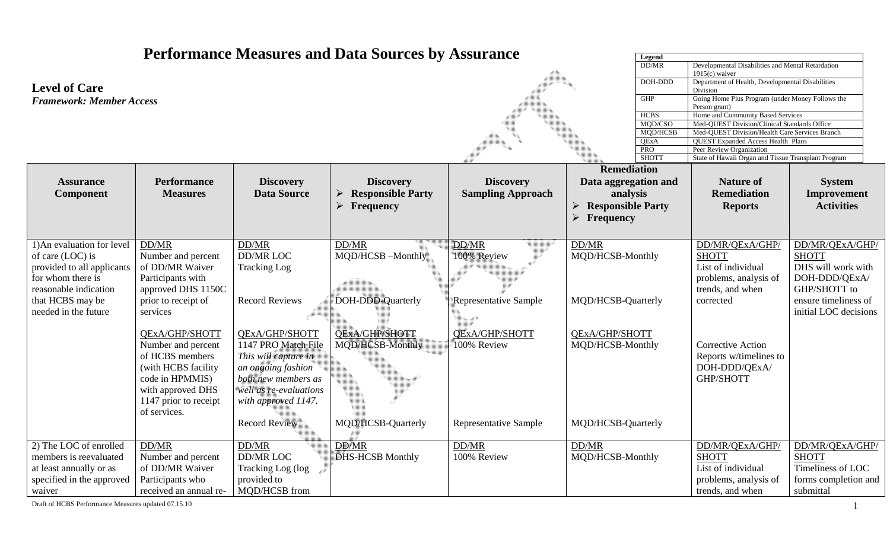# Performance Measures and Data Sources by Assurance

| Legend | |
|---|---|
| DD/MR | Developmental Disabilities and Mental Retardation 1915(c) waiver |
| DOH-DDD | Department of Health, Developmental Disabilities Division |
| GHP | Going Home Plus Program (under Money Follows the Person grant) |
| HCBS | Home and Community Based Services |
| MQD/CSO | Med-QUEST Division/Clinical Standards Office |
| MQD/HCSB | Med-QUEST Division/Health Care Services Branch |
| QExA | QUEST Expanded Access Health Plans |
| PRO | Peer Review Organization |
| SHOTT | State of Hawaii Organ and Tissue Transplant Program |

## Level of Care

***Framework: Member Access***

| Assurance Component | Performance Measures | Discovery Data Source | Discovery <br>➢ Responsible Party <br>➢ Frequency | Discovery Sampling Approach | Remediation Data aggregation and analysis <br>➢ Responsible Party <br>➢ Frequency | Nature of Remediation Reports | System Improvement Activities |
|---|---|---|---|---|---|---|---|
| 1)An evaluation for level of care (LOC) is provided to all applicants for whom there is reasonable indication that HCBS may be needed in the future | <u>DD/MR</u><br>Number and percent of DD/MR Waiver Participants with approved DHS 1150C prior to receipt of services | <u>DD/MR</u><br>DD/MR LOC Tracking Log<br><br>Record Reviews | <u>DD/MR</u><br>MQD/HCSB –Monthly<br><br>DOH-DDD-Quarterly | <u>DD/MR</u><br>100% Review<br><br>Representative Sample | <u>DD/MR</u><br>MQD/HCSB-Monthly<br><br>MQD/HCSB-Quarterly | <u>DD/MR/QExA/GHP/SHOTT</u><br>List of individual problems, analysis of trends, and when corrected | <u>DD/MR/QExA/GHP/SHOTT</u><br>DHS will work with DOH-DDD/QExA/GHP/SHOTT to ensure timeliness of initial LOC decisions |
| | <u>QExA/GHP/SHOTT</u><br>Number and percent of HCBS members (with HCBS facility code in HPMMIS) with approved DHS 1147 prior to receipt of services. | <u>QExA/GHP/SHOTT</u><br>1147 PRO <u>Match File</u><br>*This will capture in an ongoing fashion both new members as well as re-evaluations with approved 1147.*<br><br>Record Review | <u>QExA/GHP/SHOTT</u><br>MQD/HCSB-Monthly<br><br>MQD/HCSB-Quarterly | <u>QExA/GHP/SHOTT</u><br>100% Review<br><br>Representative Sample | <u>QExA/GHP/SHOTT</u><br>MQD/HCSB-Monthly<br><br>MQD/HCSB-Quarterly | Corrective Action Reports w/timelines to DOH-DDD/QExA/GHP/SHOTT | |
| 2) The LOC of enrolled members is reevaluated at least annually or as specified in the approved waiver | <u>DD/MR</u><br>Number and percent of DD/MR Waiver Participants who received an annual re- | <u>DD/MR</u><br>DD/MR LOC Tracking Log (log provided to MQD/HCSB from | <u>DD/MR</u><br>DHS-HCSB Monthly | <u>DD/MR</u><br>100% Review | <u>DD/MR</u><br>MQD/HCSB-Monthly | <u>DD/MR/QExA/GHP/SHOTT</u><br>List of individual problems, analysis of trends, and when | <u>DD/MR/QExA/GHP/SHOTT</u><br>Timeliness of LOC forms completion and submittal |

Draft of HCBS Performance Measures updated 07.15.10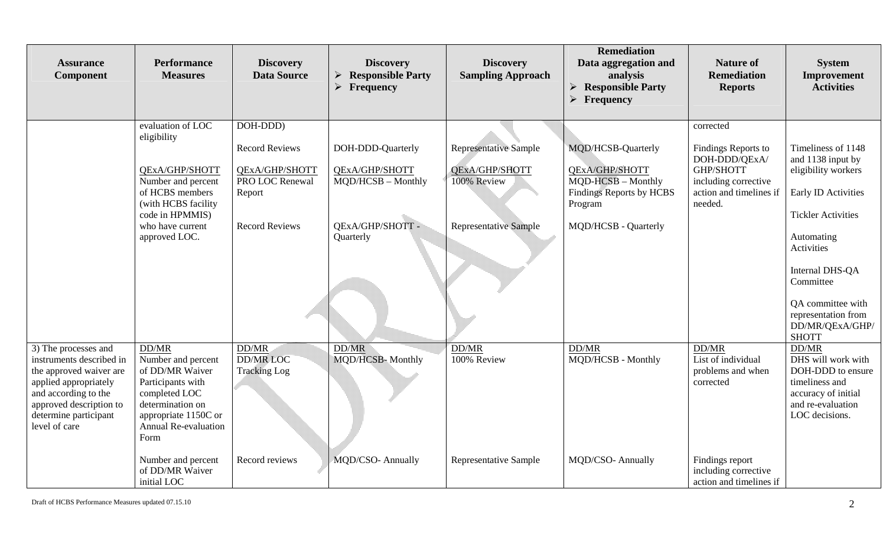| Assurance Component | Performance Measures | Discovery Data Source | Discovery ➢ Responsible Party ➢ Frequency | Discovery Sampling Approach | Remediation Data aggregation and analysis ➢ Responsible Party ➢ Frequency | Nature of Remediation Reports | System Improvement Activities |
|---|---|---|---|---|---|---|---|
| | evaluation of LOC eligibility | DOH-DDD) | | | | corrected | |
| | | Record Reviews | DOH-DDD-Quarterly | Representative Sample | MQD/HCSB-Quarterly | Findings Reports to DOH-DDD/QExA/ GHP/SHOTT including corrective action and timelines if needed. | Timeliness of 1148 and 1138 input by eligibility workers<br><br>Early ID Activities<br><br>Tickler Activities<br><br>Automating Activities<br><br>Internal DHS-QA Committee<br><br>QA committee with representation from DD/MR/QExA/GHP/ SHOTT |
| | QExA/GHP/SHOTT Number and percent of HCBS members (with HCBS facility code in HPMMIS) who have current approved LOC. | QExA/GHP/SHOTT PRO LOC Renewal Report | QExA/GHP/SHOTT MQD/HCSB – Monthly | QExA/GHP/SHOTT 100% Review | QExA/GHP/SHOTT MQD-HCSB – Monthly Findings Reports by HCBS Program | | |
| | | Record Reviews | QExA/GHP/SHOTT - Quarterly | Representative Sample | MQD/HCSB - Quarterly | | |
| 3) The processes and instruments described in the approved waiver are applied appropriately and according to the approved description to determine participant level of care | DD/MR Number and percent of DD/MR Waiver Participants with completed LOC determination on appropriate 1150C or Annual Re-evaluation Form | DD/MR DD/MR LOC Tracking Log | DD/MR MQD/HCSB- Monthly | DD/MR 100% Review | DD/MR MQD/HCSB - Monthly | DD/MR List of individual problems and when corrected | DD/MR DHS will work with DOH-DDD to ensure timeliness and accuracy of initial and re-evaluation LOC decisions. |
| | Number and percent of DD/MR Waiver initial LOC | Record reviews | MQD/CSO- Annually | Representative Sample | MQD/CSO- Annually | Findings report including corrective action and timelines if | |

Draft of HCBS Performance Measures updated 07.15.10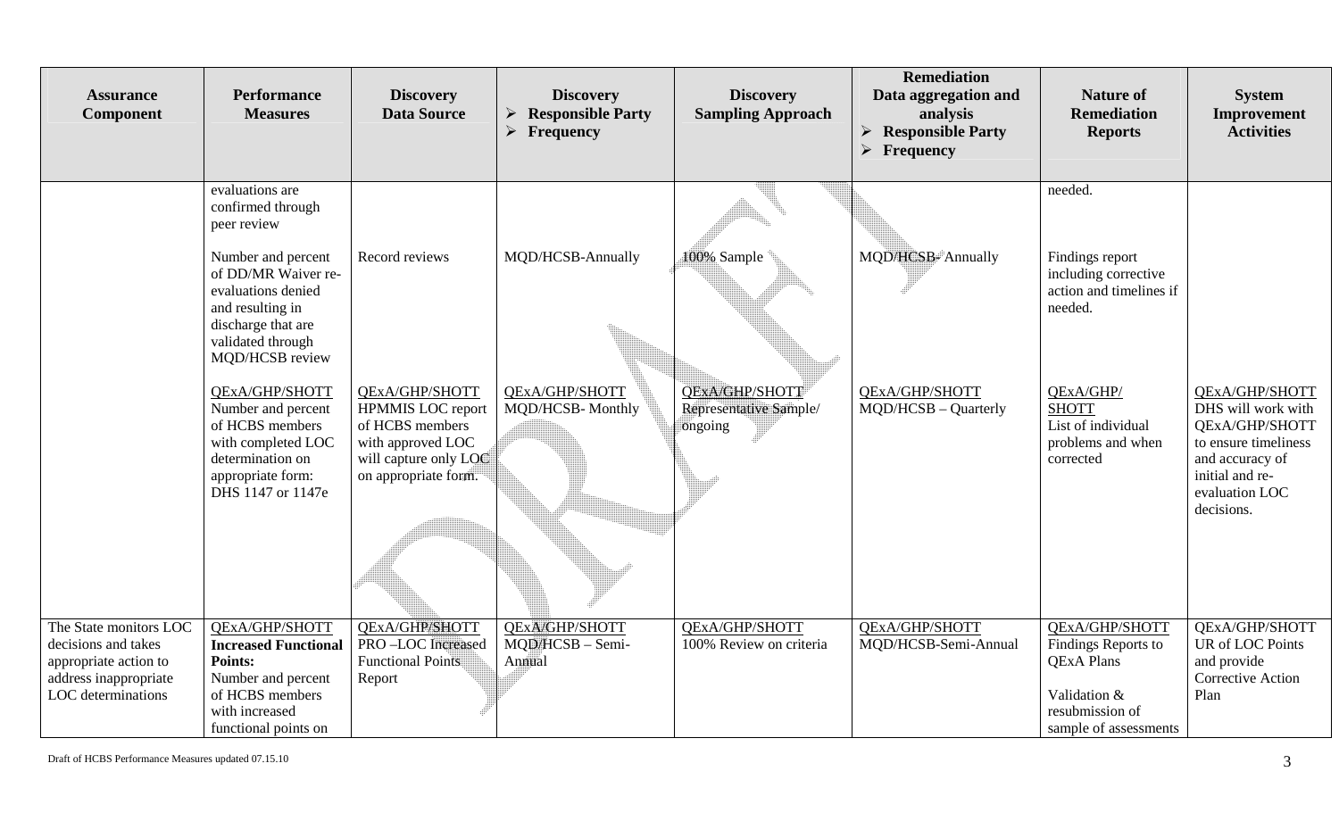| Assurance Component | Performance Measures | Discovery Data Source | Discovery ➢ Responsible Party ➢ Frequency | Discovery Sampling Approach | Remediation Data aggregation and analysis ➢ Responsible Party ➢ Frequency | Nature of Remediation Reports | System Improvement Activities |
|---|---|---|---|---|---|---|---|
| | evaluations are confirmed through peer review | | | | | needed. | |
| | Number and percent of DD/MR Waiver re-evaluations denied and resulting in discharge that are validated through MQD/HCSB review | Record reviews | MQD/HCSB-Annually | 100% Sample | MQD/HCSB- Annually | Findings report including corrective action and timelines if needed. | |
| | QExA/GHP/SHOTT Number and percent of HCBS members with completed LOC determination on appropriate form: DHS 1147 or 1147e | QExA/GHP/SHOTT HPMMIS LOC report of HCBS members with approved LOC will capture only LOC on appropriate form. | QExA/GHP/SHOTT MQD/HCSB- Monthly | QExA/GHP/SHOTT Representative Sample/ ongoing | QExA/GHP/SHOTT MQD/HCSB – Quarterly | QExA/GHP/ SHOTT List of individual problems and when corrected | QExA/GHP/SHOTT DHS will work with QExA/GHP/SHOTT to ensure timeliness and accuracy of initial and re-evaluation LOC decisions. |
| The State monitors LOC decisions and takes appropriate action to address inappropriate LOC determinations | QExA/GHP/SHOTT **Increased Functional Points:** Number and percent of HCBS members with increased functional points on | QExA/GHP/SHOTT PRO –LOC Increased Functional Points Report | QExA/GHP/SHOTT MQD/HCSB – Semi-Annual | QExA/GHP/SHOTT 100% Review on criteria | QExA/GHP/SHOTT MQD/HCSB-Semi-Annual | QExA/GHP/SHOTT Findings Reports to QExA Plans<br><br>Validation & resubmission of sample of assessments | QExA/GHP/SHOTT UR of LOC Points and provide Corrective Action Plan |

Draft of HCBS Performance Measures updated 07.15.10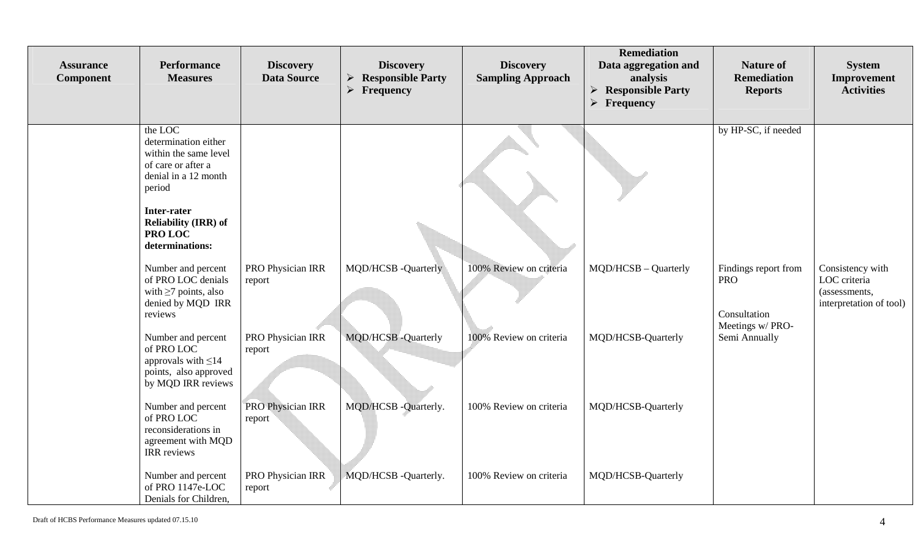| Assurance Component | Performance Measures | Discovery Data Source | Discovery ➢ Responsible Party ➢ Frequency | Discovery Sampling Approach | Remediation Data aggregation and analysis ➢ Responsible Party ➢ Frequency | Nature of Remediation Reports | System Improvement Activities |
|---|---|---|---|---|---|---|---|
| | the LOC determination either within the same level of care or after a denial in a 12 month period | | | | | by HP-SC, if needed | |
| | **Inter-rater Reliability (IRR) of PRO LOC determinations:** | | | | | | |
| | Number and percent of PRO LOC denials with ≥7 points, also denied by MQD IRR reviews | PRO Physician IRR report | MQD/HCSB -Quarterly | 100% Review on criteria | MQD/HCSB – Quarterly | Findings report from PRO<br><br>Consultation Meetings w/ PRO-Semi Annually | Consistency with LOC criteria (assessments, interpretation of tool) |
| | Number and percent of PRO LOC approvals with ≤14 points, also approved by MQD IRR reviews | PRO Physician IRR report | MQD/HCSB -Quarterly | 100% Review on criteria | MQD/HCSB-Quarterly | | |
| | Number and percent of PRO LOC reconsiderations in agreement with MQD IRR reviews | PRO Physician IRR report | MQD/HCSB -Quarterly. | 100% Review on criteria | MQD/HCSB-Quarterly | | |
| | Number and percent of PRO 1147e-LOC Denials for Children, | PRO Physician IRR report | MQD/HCSB -Quarterly. | 100% Review on criteria | MQD/HCSB-Quarterly | | |

Draft of HCBS Performance Measures updated 07.15.10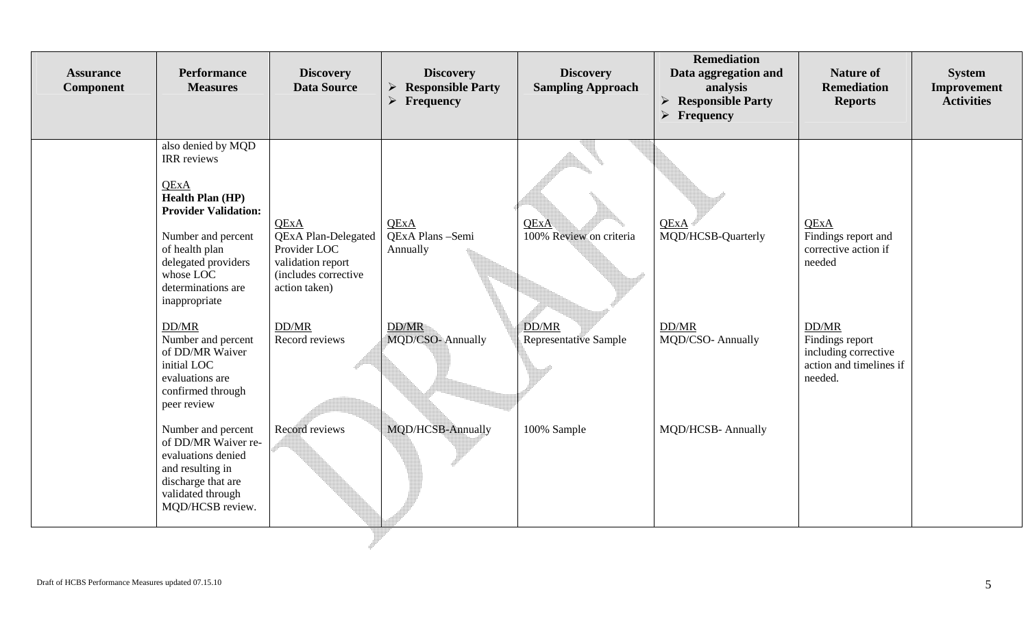| Assurance Component | Performance Measures | Discovery Data Source | Discovery ➢ Responsible Party ➢ Frequency | Discovery Sampling Approach | Remediation Data aggregation and analysis ➢ Responsible Party ➢ Frequency | Nature of Remediation Reports | System Improvement Activities |
|---|---|---|---|---|---|---|---|
| | also denied by MQD IRR reviews<br><br>QExA<br>**Health Plan (HP) Provider Validation:**<br><br>Number and percent of health plan delegated providers whose LOC determinations are inappropriate | QExA<br>QExA Plan-Delegated Provider LOC validation report (includes corrective action taken) | QExA<br>QExA Plans –Semi Annually | QExA<br>100% Review on criteria | QExA<br>MQD/HCSB-Quarterly | QExA<br>Findings report and corrective action if needed | |
| | DD/MR<br>Number and percent of DD/MR Waiver initial LOC evaluations are confirmed through peer review | DD/MR<br>Record reviews | DD/MR<br>MQD/CSO- Annually | DD/MR<br>Representative Sample | DD/MR<br>MQD/CSO- Annually | DD/MR<br>Findings report including corrective action and timelines if needed. | |
| | Number and percent of DD/MR Waiver re-evaluations denied and resulting in discharge that are validated through MQD/HCSB review. | Record reviews | MQD/HCSB-Annually | 100% Sample | MQD/HCSB- Annually | | |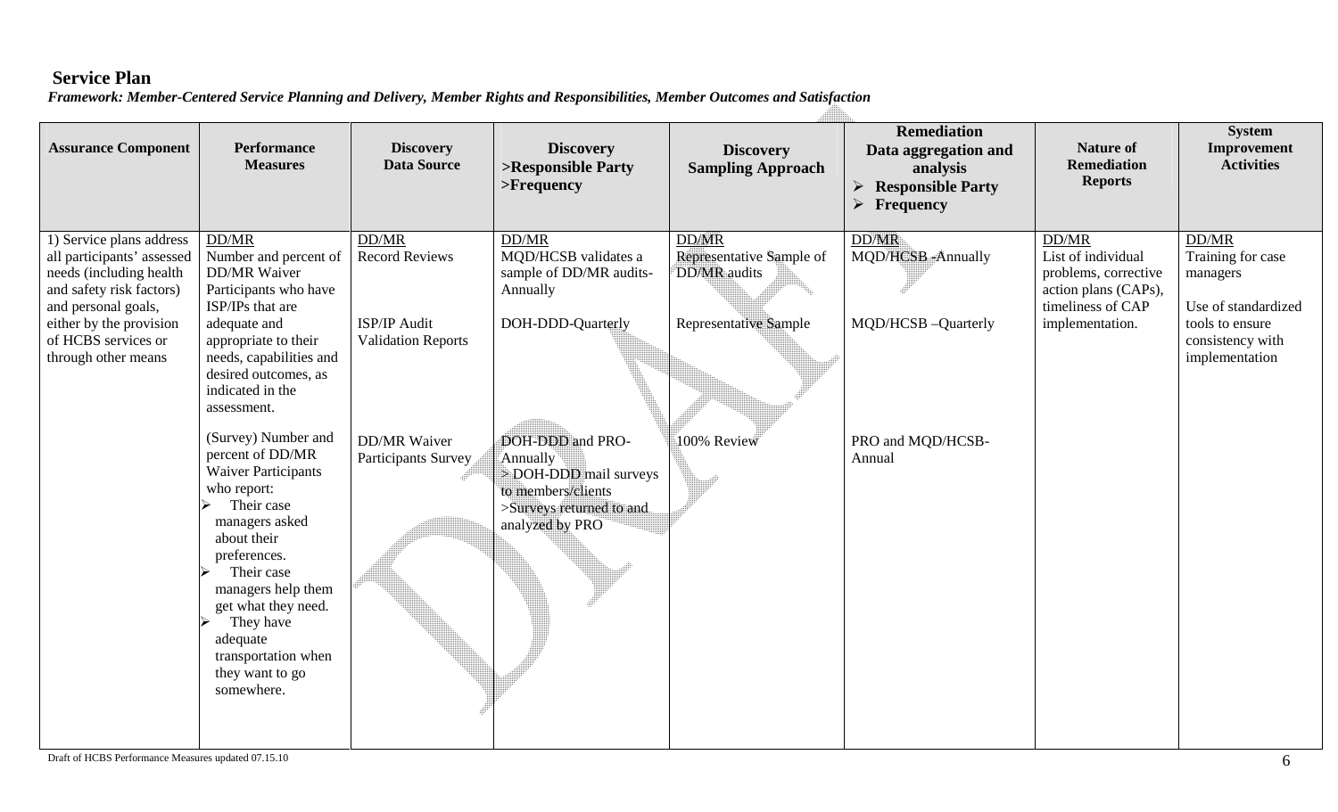## Service Plan

***Framework: Member-Centered Service Planning and Delivery, Member Rights and Responsibilities, Member Outcomes and Satisfaction***

| Assurance Component | Performance Measures | Discovery Data Source | Discovery >Responsible Party >Frequency | Discovery Sampling Approach | Remediation Data aggregation and analysis ➢ Responsible Party ➢ Frequency | Nature of Remediation Reports | System Improvement Activities |
|---|---|---|---|---|---|---|---|
| 1) Service plans address all participants' assessed needs (including health and safety risk factors) and personal goals, either by the provision of HCBS services or through other means | DD/MR<br>Number and percent of DD/MR Waiver Participants who have ISP/IPs that are adequate and appropriate to their needs, capabilities and desired outcomes, as indicated in the assessment. | DD/MR<br>Record Reviews<br><br>ISP/IP Audit Validation Reports | DD/MR<br>MQD/HCSB validates a sample of DD/MR audits- Annually<br><br>DOH-DDD-Quarterly | DD/MR<br>Representative Sample of DD/MR audits<br><br>Representative Sample | DD/MR<br>MQD/HCSB -Annually<br><br>MQD/HCSB –Quarterly | DD/MR<br>List of individual problems, corrective action plans (CAPs), timeliness of CAP implementation. | DD/MR<br>Training for case managers<br><br>Use of standardized tools to ensure consistency with implementation |
| | (Survey) Number and percent of DD/MR Waiver Participants who report:<br>➢ Their case managers asked about their preferences.<br>➢ Their case managers help them get what they need.<br>➢ They have adequate transportation when they want to go somewhere. | DD/MR Waiver Participants Survey | DOH-DDD and PRO- Annually<br>> DOH-DDD mail surveys to members/clients<br>>Surveys returned to and analyzed by PRO | 100% Review | PRO and MQD/HCSB- Annual | | |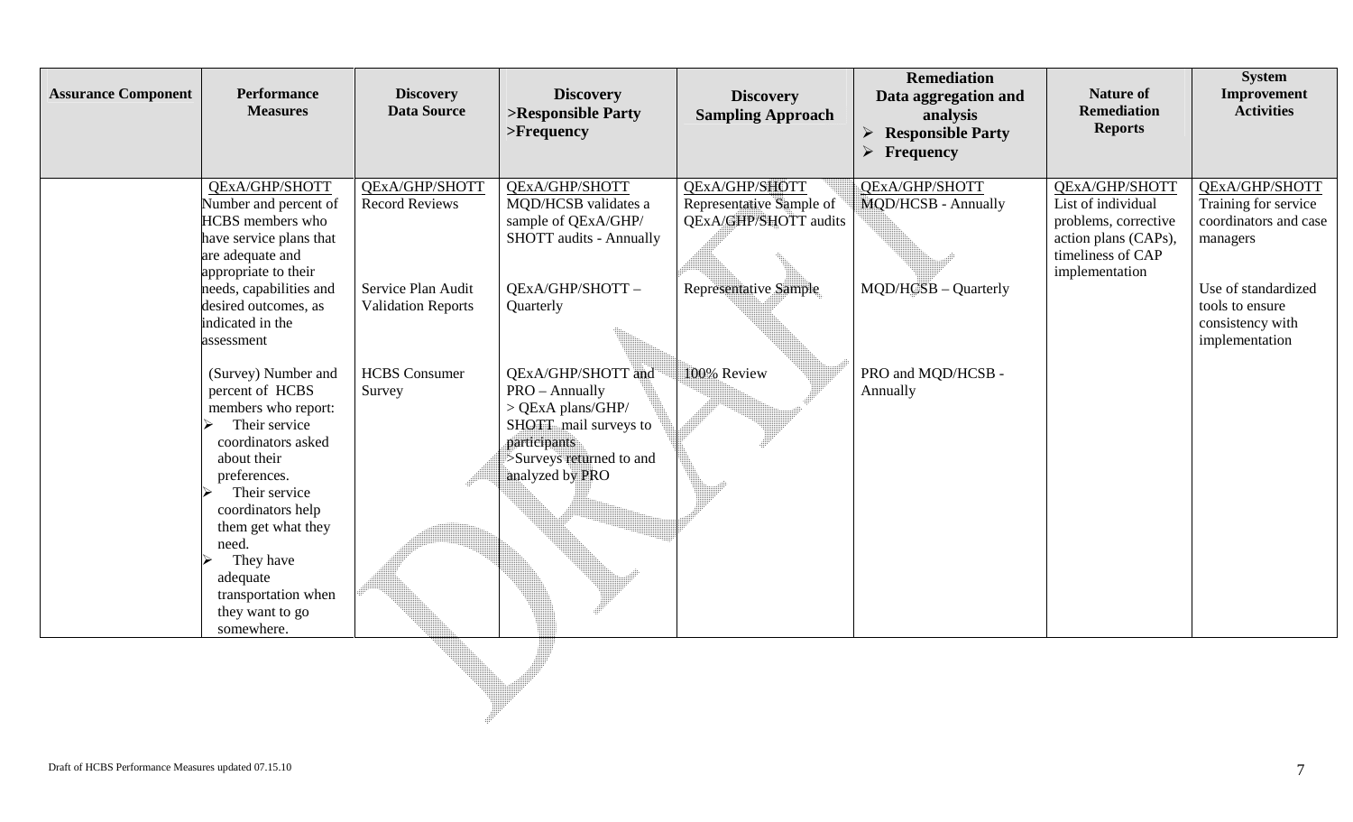| Assurance Component | Performance Measures | Discovery Data Source | Discovery >Responsible Party >Frequency | Discovery Sampling Approach | Remediation Data aggregation and analysis ➢ Responsible Party ➢ Frequency | Nature of Remediation Reports | System Improvement Activities |
|---|---|---|---|---|---|---|---|
| | QExA/GHP/SHOTT Number and percent of HCBS members who have service plans that are adequate and appropriate to their needs, capabilities and desired outcomes, as indicated in the assessment | QExA/GHP/SHOTT Record Reviews<br><br>Service Plan Audit Validation Reports | QExA/GHP/SHOTT MQD/HCSB validates a sample of QExA/GHP/ SHOTT audits - Annually<br><br>QExA/GHP/SHOTT – Quarterly | QExA/GHP/SHOTT Representative Sample of QExA/GHP/SHOTT audits<br><br>Representative Sample | QExA/GHP/SHOTT MQD/HCSB - Annually<br><br>MQD/HCSB – Quarterly | QExA/GHP/SHOTT List of individual problems, corrective action plans (CAPs), timeliness of CAP implementation | QExA/GHP/SHOTT Training for service coordinators and case managers<br><br>Use of standardized tools to ensure consistency with implementation |
| | (Survey) Number and percent of HCBS members who report: ➢ Their service coordinators asked about their preferences. ➢ Their service coordinators help them get what they need. ➢ They have adequate transportation when they want to go somewhere. | HCBS Consumer Survey | QExA/GHP/SHOTT and PRO – Annually > QExA plans/GHP/ SHOTT mail surveys to participants >Surveys returned to and analyzed by PRO | 100% Review | PRO and MQD/HCSB - Annually | | |

Draft of HCBS Performance Measures updated 07.15.10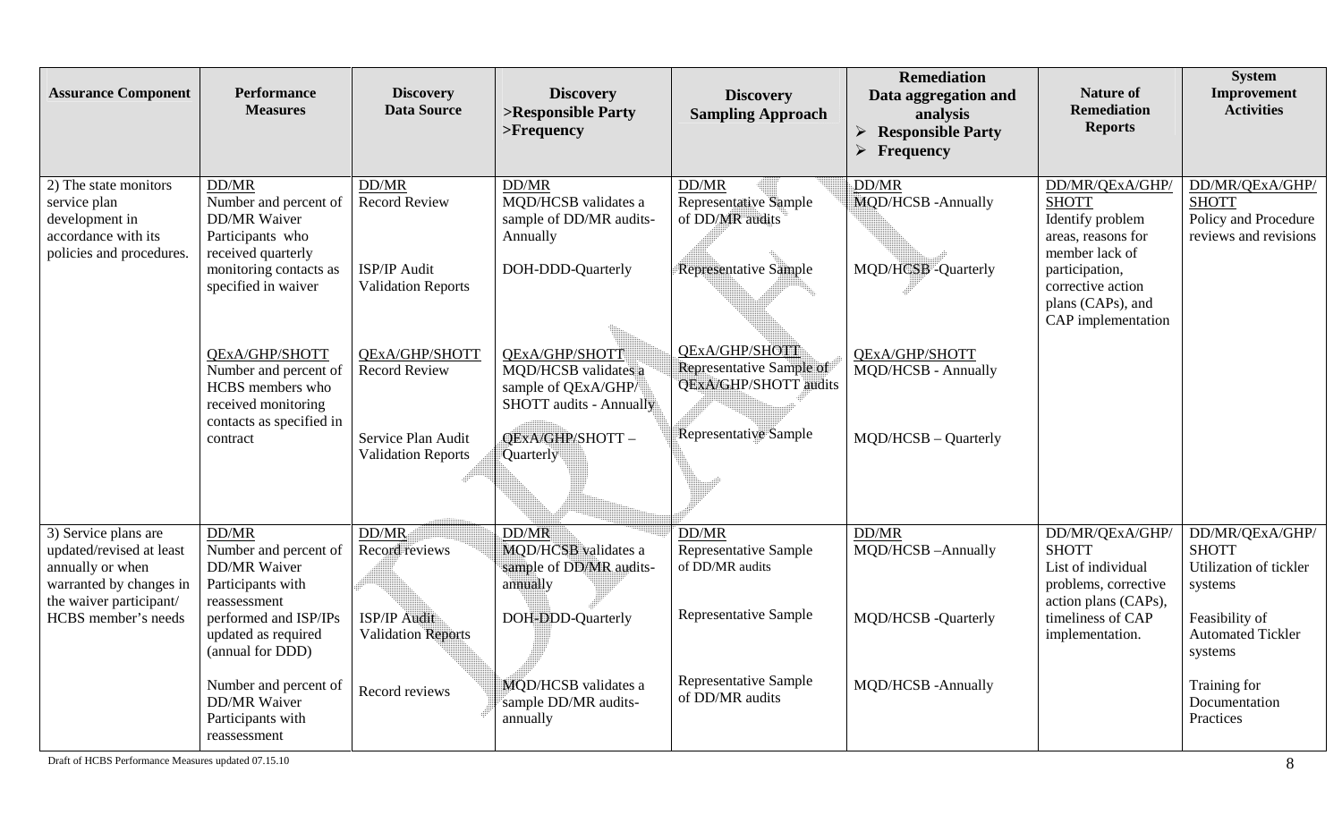| Assurance Component | Performance Measures | Discovery Data Source | Discovery >Responsible Party >Frequency | Discovery Sampling Approach | Remediation Data aggregation and analysis ➢ Responsible Party ➢ Frequency | Nature of Remediation Reports | System Improvement Activities |
|---|---|---|---|---|---|---|---|
| 2) The state monitors service plan development in accordance with its policies and procedures. | DD/MR<br>Number and percent of DD/MR Waiver Participants who received quarterly monitoring contacts as specified in waiver | DD/MR<br>Record Review<br><br>ISP/IP Audit Validation Reports | DD/MR<br>MQD/HCSB validates a sample of DD/MR audits-Annually<br><br>DOH-DDD-Quarterly | DD/MR<br>Representative Sample of DD/MR audits<br><br>Representative Sample | DD/MR<br>MQD/HCSB -Annually<br><br>MQD/HCSB -Quarterly | DD/MR/QExA/GHP/SHOTT<br>Identify problem areas, reasons for member lack of participation, corrective action plans (CAPs), and CAP implementation | DD/MR/QExA/GHP/SHOTT<br>Policy and Procedure reviews and revisions |
| | QExA/GHP/SHOTT<br>Number and percent of HCBS members who received monitoring contacts as specified in contract | QExA/GHP/SHOTT<br>Record Review<br><br>Service Plan Audit Validation Reports | QExA/GHP/SHOTT<br>MQD/HCSB validates a sample of QExA/GHP/SHOTT audits - Annually<br><br>QExA/GHP/SHOTT – Quarterly | QExA/GHP/SHOTT<br>Representative Sample of QExA/GHP/SHOTT audits<br><br>Representative Sample | QExA/GHP/SHOTT<br>MQD/HCSB - Annually<br><br>MQD/HCSB – Quarterly | | |
| 3) Service plans are updated/revised at least annually or when warranted by changes in the waiver participant/ HCBS member's needs | DD/MR<br>Number and percent of DD/MR Waiver Participants with reassessment performed and ISP/IPs updated as required (annual for DDD)<br><br>Number and percent of DD/MR Waiver Participants with reassessment | DD/MR<br>Record reviews<br><br>ISP/IP Audit Validation Reports<br><br>Record reviews | DD/MR<br>MQD/HCSB validates a sample of DD/MR audits-annually<br><br>DOH-DDD-Quarterly<br><br>MQD/HCSB validates a sample DD/MR audits-annually | DD/MR<br>Representative Sample of DD/MR audits<br><br>Representative Sample<br><br>Representative Sample of DD/MR audits | DD/MR<br>MQD/HCSB –Annually<br><br>MQD/HCSB -Quarterly<br><br>MQD/HCSB -Annually | DD/MR/QExA/GHP/SHOTT<br>List of individual problems, corrective action plans (CAPs), timeliness of CAP implementation. | DD/MR/QExA/GHP/SHOTT<br>Utilization of tickler systems<br><br>Feasibility of Automated Tickler systems<br><br>Training for Documentation Practices |

Draft of HCBS Performance Measures updated 07.15.10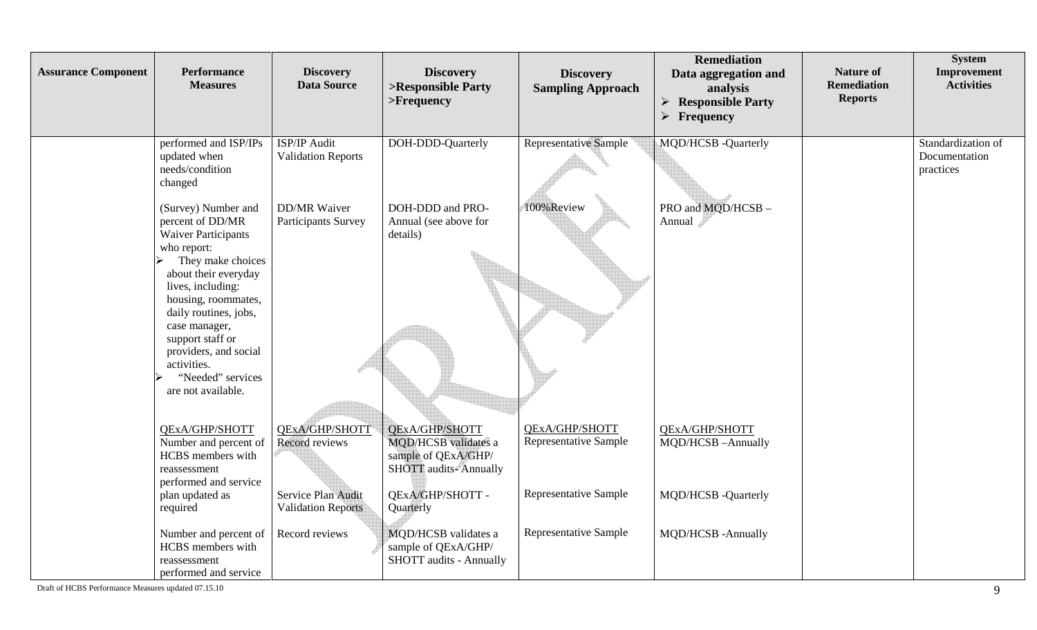| Assurance Component | Performance Measures | Discovery Data Source | Discovery >Responsible Party >Frequency | Discovery Sampling Approach | Remediation Data aggregation and analysis ➢ Responsible Party ➢ Frequency | Nature of Remediation Reports | System Improvement Activities |
|---|---|---|---|---|---|---|---|
| | performed and ISP/IPs updated when needs/condition changed | ISP/IP Audit Validation Reports | DOH-DDD-Quarterly | Representative Sample | MQD/HCSB -Quarterly | | Standardization of Documentation practices |
| | (Survey) Number and percent of DD/MR Waiver Participants who report: ➢ They make choices about their everyday lives, including: housing, roommates, daily routines, jobs, case manager, support staff or providers, and social activities. ➢ "Needed" services are not available. | DD/MR Waiver Participants Survey | DOH-DDD and PRO-Annual (see above for details) | 100%Review | PRO and MQD/HCSB – Annual | | |
| | QExA/GHP/SHOTT Number and percent of HCBS members with reassessment performed and service plan updated as required | QExA/GHP/SHOTT Record reviews | QExA/GHP/SHOTT MQD/HCSB validates a sample of QExA/GHP/ SHOTT audits- Annually | QExA/GHP/SHOTT Representative Sample | QExA/GHP/SHOTT MQD/HCSB –Annually | | |
| | | Service Plan Audit Validation Reports | QExA/GHP/SHOTT - Quarterly | Representative Sample | MQD/HCSB -Quarterly | | |
| | Number and percent of HCBS members with reassessment performed and service | Record reviews | MQD/HCSB validates a sample of QExA/GHP/ SHOTT audits - Annually | Representative Sample | MQD/HCSB -Annually | | |

Draft of HCBS Performance Measures updated 07.15.10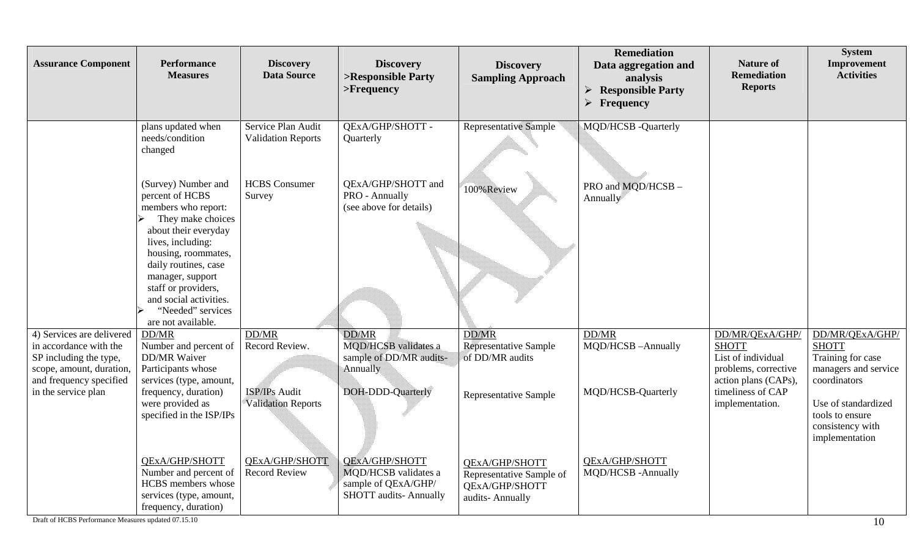| Assurance Component | Performance Measures | Discovery Data Source | Discovery >Responsible Party >Frequency | Discovery Sampling Approach | Remediation Data aggregation and analysis ➢ Responsible Party ➢ Frequency | Nature of Remediation Reports | System Improvement Activities |
|---|---|---|---|---|---|---|---|
| | plans updated when needs/condition changed | Service Plan Audit Validation Reports | QExA/GHP/SHOTT - Quarterly | Representative Sample | MQD/HCSB -Quarterly | | |
| | (Survey) Number and percent of HCBS members who report: ➢ They make choices about their everyday lives, including: housing, roommates, daily routines, case manager, support staff or providers, and social activities. ➢ "Needed" services are not available. | HCBS Consumer Survey | QExA/GHP/SHOTT and PRO - Annually (see above for details) | 100%Review | PRO and MQD/HCSB – Annually | | |
| 4) Services are delivered in accordance with the SP including the type, scope, amount, duration, and frequency specified in the service plan | DD/MR Number and percent of DD/MR Waiver Participants whose services (type, amount, frequency, duration) were provided as specified in the ISP/IPs | DD/MR Record Review. ISP/IPs Audit Validation Reports | DD/MR MQD/HCSB validates a sample of DD/MR audits- Annually DOH-DDD-Quarterly | DD/MR Representative Sample of DD/MR audits Representative Sample | DD/MR MQD/HCSB –Annually MQD/HCSB-Quarterly | DD/MR/QExA/GHP/ SHOTT List of individual problems, corrective action plans (CAPs), timeliness of CAP implementation. | DD/MR/QExA/GHP/ SHOTT Training for case managers and service coordinators Use of standardized tools to ensure consistency with implementation |
| | QExA/GHP/SHOTT Number and percent of HCBS members whose services (type, amount, frequency, duration) | QExA/GHP/SHOTT Record Review | QExA/GHP/SHOTT MQD/HCSB validates a sample of QExA/GHP/ SHOTT audits- Annually | QExA/GHP/SHOTT Representative Sample of QExA/GHP/SHOTT audits- Annually | QExA/GHP/SHOTT MQD/HCSB -Annually | | |

Draft of HCBS Performance Measures updated 07.15.10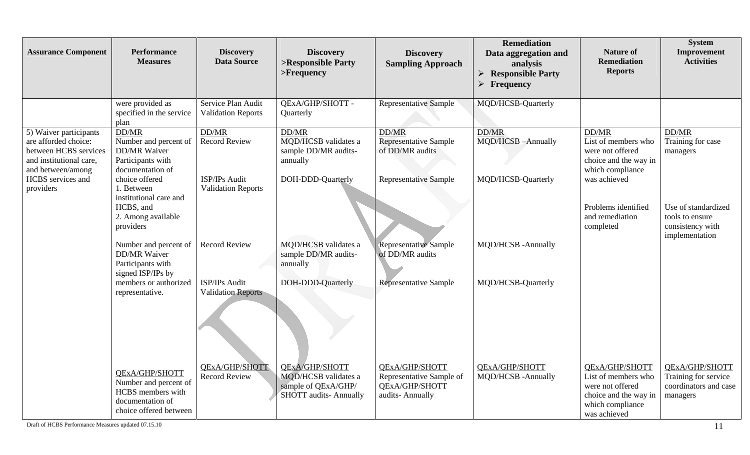| Assurance Component | Performance Measures | Discovery Data Source | Discovery >Responsible Party >Frequency | Discovery Sampling Approach | Remediation Data aggregation and analysis ➢ Responsible Party ➢ Frequency | Nature of Remediation Reports | System Improvement Activities |
|---|---|---|---|---|---|---|---|
| | were provided as specified in the service plan | Service Plan Audit Validation Reports | QExA/GHP/SHOTT - Quarterly | Representative Sample | MQD/HCSB-Quarterly | | |
| 5) Waiver participants are afforded choice: between HCBS services and institutional care, and between/among HCBS services and providers | DD/MR<br>Number and percent of DD/MR Waiver Participants with documentation of choice offered<br>1. Between institutional care and HCBS, and<br>2. Among available providers | DD/MR<br>Record Review<br><br>ISP/IPs Audit Validation Reports | DD/MR<br>MQD/HCSB validates a sample DD/MR audits-annually<br><br>DOH-DDD-Quarterly | DD/MR<br>Representative Sample of DD/MR audits<br><br>Representative Sample | DD/MR<br>MQD/HCSB –Annually<br><br>MQD/HCSB-Quarterly | DD/MR<br>List of members who were not offered choice and the way in which compliance was achieved<br><br>Problems identified and remediation completed | DD/MR<br>Training for case managers<br><br>Use of standardized tools to ensure consistency with implementation |
| | Number and percent of DD/MR Waiver Participants with signed ISP/IPs by members or authorized representative. | Record Review<br><br>ISP/IPs Audit Validation Reports | MQD/HCSB validates a sample DD/MR audits-annually<br><br>DOH-DDD-Quarterly | Representative Sample of DD/MR audits<br><br>Representative Sample | MQD/HCSB -Annually<br><br>MQD/HCSB-Quarterly | | |
| | QExA/GHP/SHOTT<br>Number and percent of HCBS members with documentation of choice offered between | QExA/GHP/SHOTT Record Review | QExA/GHP/SHOTT<br>MQD/HCSB validates a sample of QExA/GHP/ SHOTT audits- Annually | QExA/GHP/SHOTT<br>Representative Sample of QExA/GHP/SHOTT audits- Annually | QExA/GHP/SHOTT<br>MQD/HCSB -Annually | QExA/GHP/SHOTT<br>List of members who were not offered choice and the way in which compliance was achieved | QExA/GHP/SHOTT<br>Training for service coordinators and case managers |

Draft of HCBS Performance Measures updated 07.15.10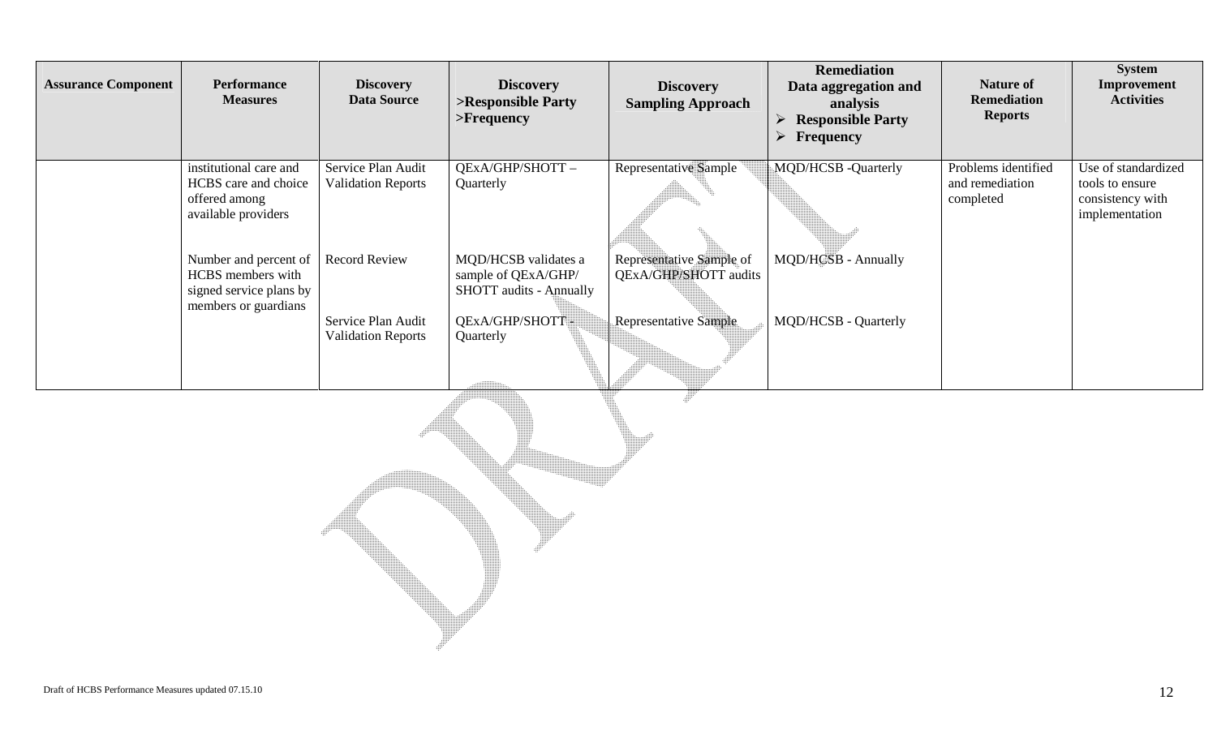| Assurance Component | Performance Measures | Discovery Data Source | Discovery >Responsible Party >Frequency | Discovery Sampling Approach | Remediation Data aggregation and analysis ➢ Responsible Party ➢ Frequency | Nature of Remediation Reports | System Improvement Activities |
|---|---|---|---|---|---|---|---|
| | institutional care and HCBS care and choice offered among available providers | Service Plan Audit Validation Reports | QExA/GHP/SHOTT – Quarterly | Representative Sample | MQD/HCSB -Quarterly | Problems identified and remediation completed | Use of standardized tools to ensure consistency with implementation |
| | Number and percent of HCBS members with signed service plans by members or guardians | Record Review | MQD/HCSB validates a sample of QExA/GHP/ SHOTT audits - Annually | Representative Sample of QExA/GHP/SHOTT audits | MQD/HCSB - Annually | | |
| | | Service Plan Audit Validation Reports | QExA/GHP/SHOTT - Quarterly | Representative Sample | MQD/HCSB - Quarterly | | |

Draft of HCBS Performance Measures updated 07.15.10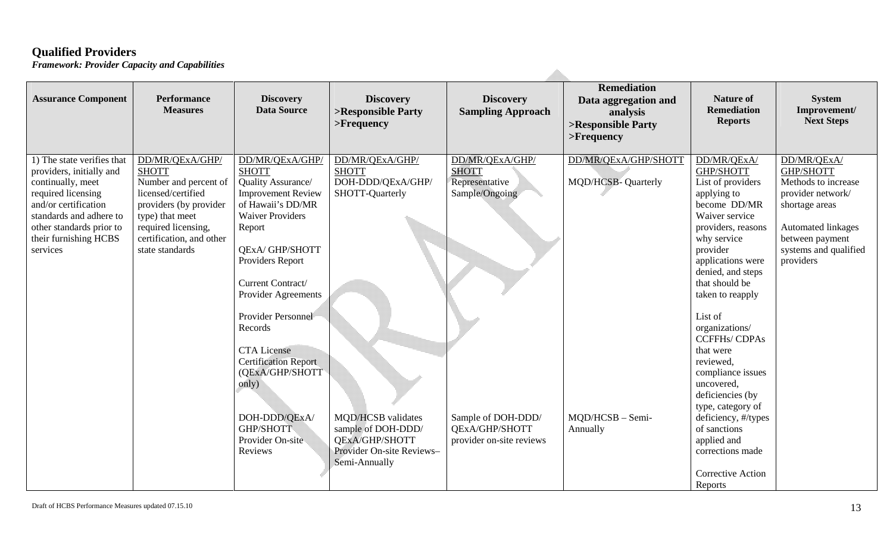## Qualified Providers

***Framework: Provider Capacity and Capabilities***

| Assurance Component | Performance Measures | Discovery Data Source | Discovery >Responsible Party >Frequency | Discovery Sampling Approach | Remediation Data aggregation and analysis >Responsible Party >Frequency | Nature of Remediation Reports | System Improvement/ Next Steps |
|---|---|---|---|---|---|---|---|
| 1) The state verifies that providers, initially and continually, meet required licensing and/or certification standards and adhere to other standards prior to their furnishing HCBS services | DD/MR/QExA/GHP/SHOTT<br>Number and percent of licensed/certified providers (by provider type) that meet required licensing, certification, and other state standards | DD/MR/QExA/GHP/SHOTT<br>Quality Assurance/ Improvement Review of Hawaii's DD/MR Waiver Providers Report<br><br>QExA/ GHP/SHOTT Providers Report<br><br>Current Contract/ Provider Agreements<br><br>Provider Personnel Records<br><br>CTA License Certification Report (QExA/GHP/SHOTT only) | DD/MR/QExA/GHP/SHOTT<br>DOH-DDD/QExA/GHP/SHOTT-Quarterly | DD/MR/QExA/GHP/SHOTT<br>Representative Sample/Ongoing | DD/MR/QExA/GHP/SHOTT<br><br>MQD/HCSB- Quarterly | DD/MR/QExA/GHP/SHOTT<br>List of providers applying to become DD/MR Waiver service providers, reasons why service provider applications were denied, and steps that should be taken to reapply<br><br>List of organizations/ CCFFHs/ CDPAs that were reviewed, compliance issues uncovered, deficiencies (by type, category of deficiency, #/types of sanctions applied and corrections made<br><br>Corrective Action Reports | DD/MR/QExA/GHP/SHOTT<br>Methods to increase provider network/ shortage areas<br><br>Automated linkages between payment systems and qualified providers |
| | | DOH-DDD/QExA/GHP/SHOTT Provider On-site Reviews | MQD/HCSB validates sample of DOH-DDD/QExA/GHP/SHOTT Provider On-site Reviews– Semi-Annually | Sample of DOH-DDD/QExA/GHP/SHOTT provider on-site reviews | MQD/HCSB – Semi-Annually | | |

Draft of HCBS Performance Measures updated 07.15.10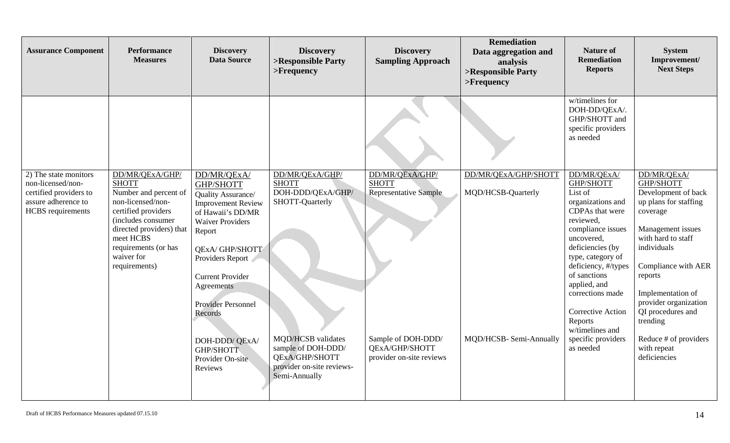| Assurance Component | Performance Measures | Discovery Data Source | Discovery >Responsible Party >Frequency | Discovery Sampling Approach | Remediation Data aggregation and analysis >Responsible Party >Frequency | Nature of Remediation Reports | System Improvement/ Next Steps |
|---|---|---|---|---|---|---|---|
| | | | | | | w/timelines for DOH-DD/QExA/. GHP/SHOTT and specific providers as needed | |
| 2) The state monitors non-licensed/non-certified providers to assure adherence to HCBS requirements | DD/MR/QExA/GHP/ SHOTT<br>Number and percent of non-licensed/non-certified providers (includes consumer directed providers) that meet HCBS requirements (or has waiver for requirements) | DD/MR/QExA/ GHP/SHOTT<br>Quality Assurance/ Improvement Review of Hawaii's DD/MR Waiver Providers Report<br><br>QExA/ GHP/SHOTT Providers Report<br><br>Current Provider Agreements<br><br>Provider Personnel Records<br><br>DOH-DDD/ QExA/ GHP/SHOTT Provider On-site Reviews | DD/MR/QExA/GHP/ SHOTT<br>DOH-DDD/QExA/GHP/ SHOTT-Quarterly<br><br>MQD/HCSB validates sample of DOH-DDD/ QExA/GHP/SHOTT provider on-site reviews- Semi-Annually | DD/MR/QExA/GHP/ SHOTT<br>Representative Sample<br><br>Sample of DOH-DDD/ QExA/GHP/SHOTT provider on-site reviews | DD/MR/QExA/GHP/SHOTT<br>MQD/HCSB-Quarterly<br><br>MQD/HCSB- Semi-Annually | DD/MR/QExA/ GHP/SHOTT<br>List of organizations and CDPAs that were reviewed, compliance issues uncovered, deficiencies (by type, category of deficiency, #/types of sanctions applied, and corrections made<br><br>Corrective Action Reports w/timelines and specific providers as needed | DD/MR/QExA/ GHP/SHOTT<br>Development of back up plans for staffing coverage<br><br>Management issues with hard to staff individuals<br><br>Compliance with AER reports<br><br>Implementation of provider organization QI procedures and trending<br><br>Reduce # of providers with repeat deficiencies |

Draft of HCBS Performance Measures updated 07.15.10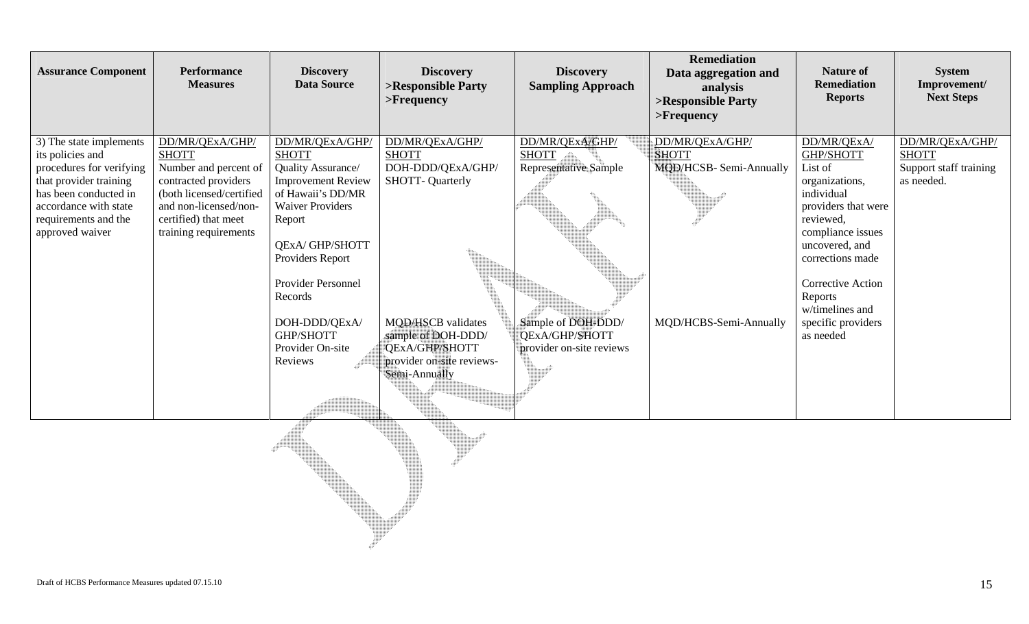| Assurance Component | Performance Measures | Discovery Data Source | Discovery >Responsible Party >Frequency | Discovery Sampling Approach | Remediation Data aggregation and analysis >Responsible Party >Frequency | Nature of Remediation Reports | System Improvement/ Next Steps |
|---|---|---|---|---|---|---|---|
| 3) The state implements its policies and procedures for verifying that provider training has been conducted in accordance with state requirements and the approved waiver | DD/MR/QExA/GHP/ SHOTT<br>Number and percent of contracted providers (both licensed/certified and non-licensed/non-certified) that meet training requirements | DD/MR/QExA/GHP/ SHOTT<br>Quality Assurance/ Improvement Review of Hawaii's DD/MR Waiver Providers Report<br><br>QExA/ GHP/SHOTT Providers Report<br><br>Provider Personnel Records<br><br>DOH-DDD/QExA/ GHP/SHOTT Provider On-site Reviews | DD/MR/QExA/GHP/ SHOTT<br>DOH-DDD/QExA/GHP/ SHOTT- Quarterly<br><br>MQD/HSCB validates sample of DOH-DDD/ QExA/GHP/SHOTT provider on-site reviews- Semi-Annually | DD/MR/QExA/GHP/ SHOTT<br>Representative Sample<br><br>Sample of DOH-DDD/ QExA/GHP/SHOTT provider on-site reviews | DD/MR/QExA/GHP/ SHOTT<br>MQD/HCSB- Semi-Annually<br><br>MQD/HCBS-Semi-Annually | DD/MR/QExA/ GHP/SHOTT<br>List of organizations, individual providers that were reviewed, compliance issues uncovered, and corrections made<br><br>Corrective Action Reports w/timelines and specific providers as needed | DD/MR/QExA/GHP/ SHOTT<br>Support staff training as needed. |

Draft of HCBS Performance Measures updated 07.15.10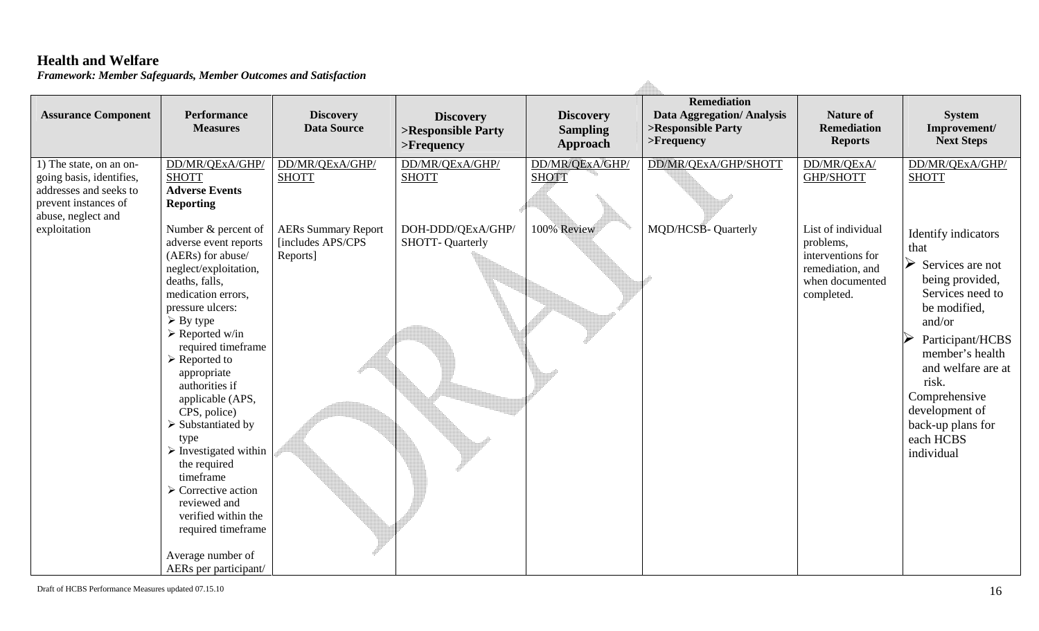## Health and Welfare

***Framework: Member Safeguards, Member Outcomes and Satisfaction***

| Assurance Component | Performance Measures | Discovery Data Source | Discovery >Responsible Party >Frequency | Discovery Sampling Approach | Remediation Data Aggregation/ Analysis >Responsible Party >Frequency | Nature of Remediation Reports | System Improvement/ Next Steps |
|---|---|---|---|---|---|---|---|
| 1) The state, on an on-going basis, identifies, addresses and seeks to prevent instances of abuse, neglect and exploitation | DD/MR/QExA/GHP/ SHOTT<br>**Adverse Events Reporting**<br><br>Number & percent of adverse event reports (AERs) for abuse/ neglect/exploitation, deaths, falls, medication errors, pressure ulcers:<br>➢ By type<br>➢ Reported w/in required timeframe<br>➢ Reported to appropriate authorities if applicable (APS, CPS, police)<br>➢ Substantiated by type<br>➢ Investigated within the required timeframe<br>➢ Corrective action reviewed and verified within the required timeframe<br><br>Average number of AERs per participant/ | DD/MR/QExA/GHP/ SHOTT<br><br>AERs Summary Report [includes APS/CPS Reports] | DD/MR/QExA/GHP/ SHOTT<br><br>DOH-DDD/QExA/GHP/ SHOTT- Quarterly | DD/MR/QExA/GHP/ SHOTT<br><br>100% Review | DD/MR/QExA/GHP/SHOTT<br><br>MQD/HCSB- Quarterly | DD/MR/QExA/ GHP/SHOTT<br><br>List of individual problems, interventions for remediation, and when documented completed. | DD/MR/QExA/GHP/ SHOTT<br><br>Identify indicators that<br>➢ Services are not being provided, Services need to be modified, and/or<br>➢ Participant/HCBS member's health and welfare are at risk.<br>Comprehensive development of back-up plans for each HCBS individual |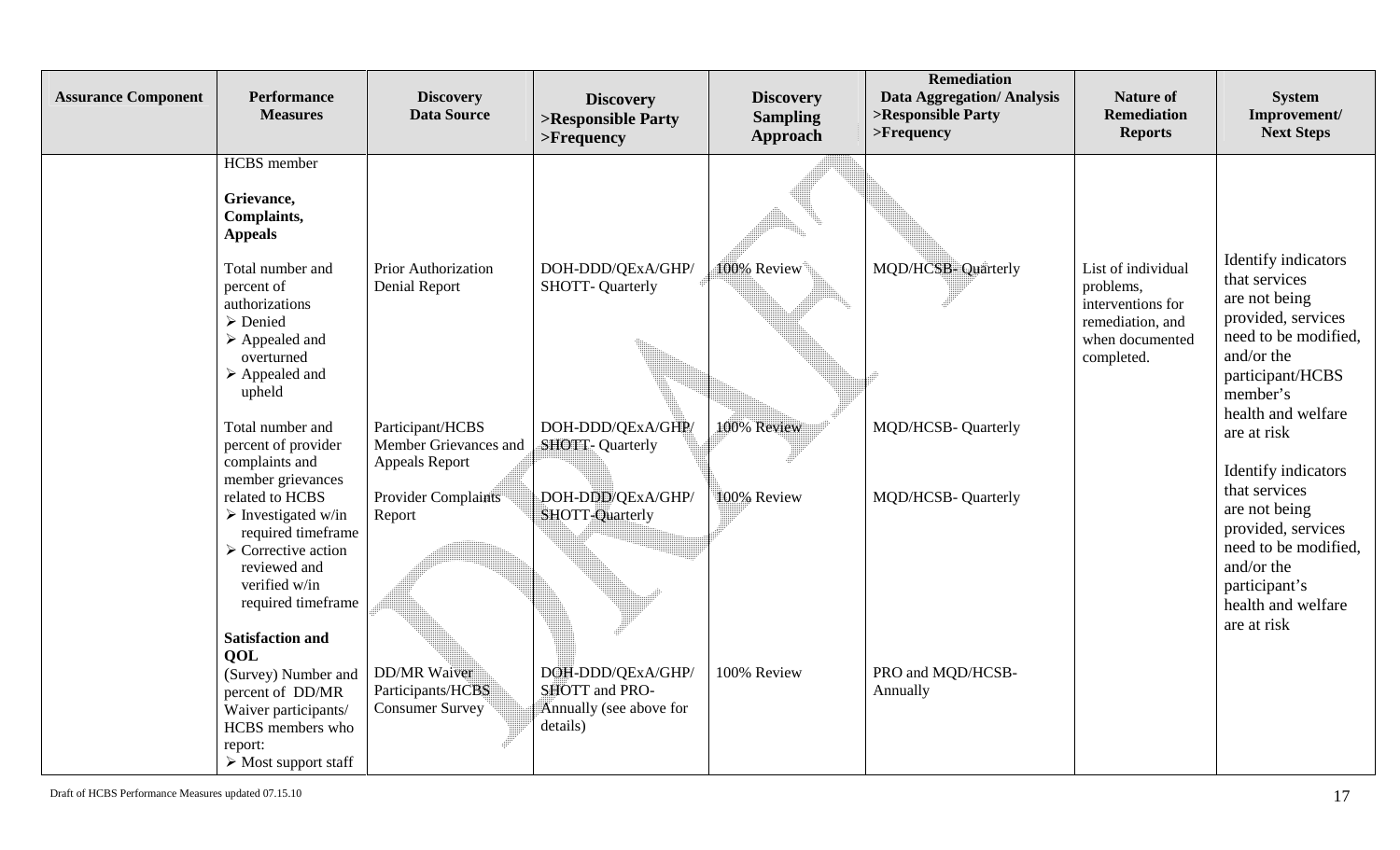| Assurance Component | Performance Measures | Discovery Data Source | Discovery >Responsible Party >Frequency | Discovery Sampling Approach | Remediation Data Aggregation/ Analysis >Responsible Party >Frequency | Nature of Remediation Reports | System Improvement/ Next Steps |
|---|---|---|---|---|---|---|---|
| | HCBS member | | | | | | |
| | **Grievance, Complaints, Appeals** | | | | | | |
| | Total number and percent of authorizations <br>➢ Denied <br>➢ Appealed and overturned <br>➢ Appealed and upheld | Prior Authorization Denial Report | DOH-DDD/QExA/GHP/ SHOTT- Quarterly | 100% Review | MQD/HCSB- Quarterly | List of individual problems, interventions for remediation, and when documented completed. | Identify indicators that services are not being provided, services need to be modified, and/or the participant/HCBS member's health and welfare are at risk |
| | Total number and percent of provider complaints and member grievances related to HCBS <br>➢ Investigated w/in required timeframe <br>➢ Corrective action reviewed and verified w/in required timeframe | Participant/HCBS Member Grievances and Appeals Report | DOH-DDD/QExA/GHP/ SHOTT- Quarterly | 100% Review | MQD/HCSB- Quarterly | | Identify indicators that services are not being provided, services need to be modified, and/or the participant's health and welfare are at risk |
| | | Provider Complaints Report | DOH-DDD/QExA/GHP/ SHOTT-Quarterly | 100% Review | MQD/HCSB- Quarterly | | |
| | **Satisfaction and QOL** <br>(Survey) Number and percent of DD/MR Waiver participants/ HCBS members who report: <br>➢ Most support staff | DD/MR Waiver Participants/HCBS Consumer Survey | DOH-DDD/QExA/GHP/ SHOTT and PRO- Annually (see above for details) | 100% Review | PRO and MQD/HCSB- Annually | | |

Draft of HCBS Performance Measures updated 07.15.10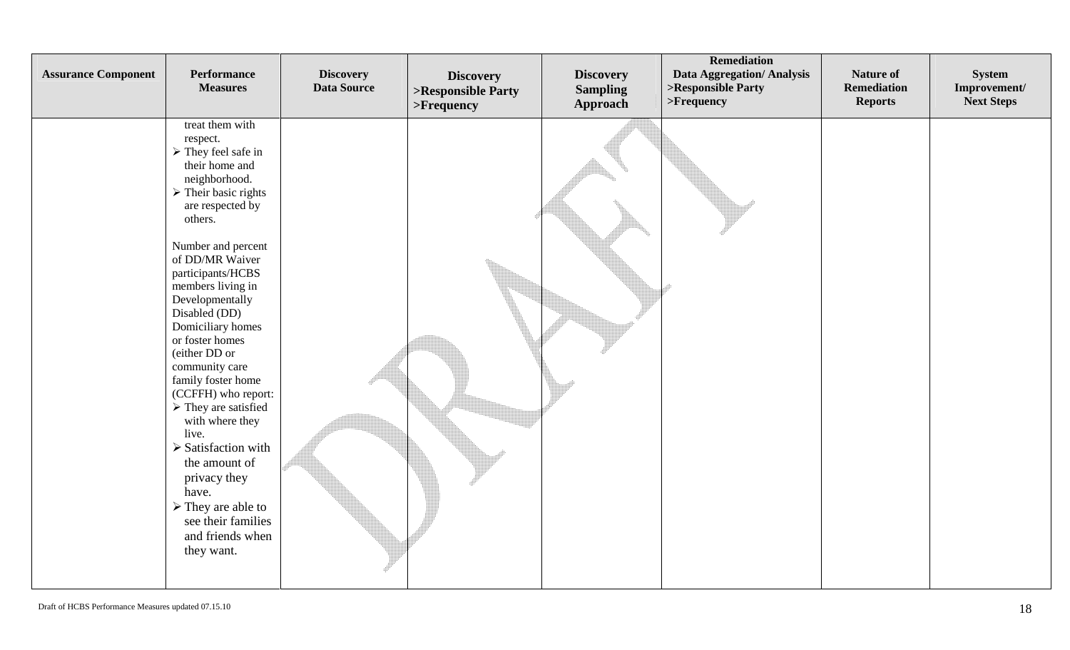| Assurance Component | Performance Measures | Discovery Data Source | Discovery >Responsible Party >Frequency | Discovery Sampling Approach | Remediation Data Aggregation/ Analysis >Responsible Party >Frequency | Nature of Remediation Reports | System Improvement/ Next Steps |
|---|---|---|---|---|---|---|---|
| | treat them with respect.<br>➢ They feel safe in their home and neighborhood.<br>➢ Their basic rights are respected by others.<br><br>Number and percent of DD/MR Waiver participants/HCBS members living in Developmentally Disabled (DD) Domiciliary homes or foster homes (either DD or community care family foster home (CCFFH) who report:<br>➢ They are satisfied with where they live.<br>➢ Satisfaction with the amount of privacy they have.<br>➢ They are able to see their families and friends when they want. | | | | | | |

Draft of HCBS Performance Measures updated 07.15.10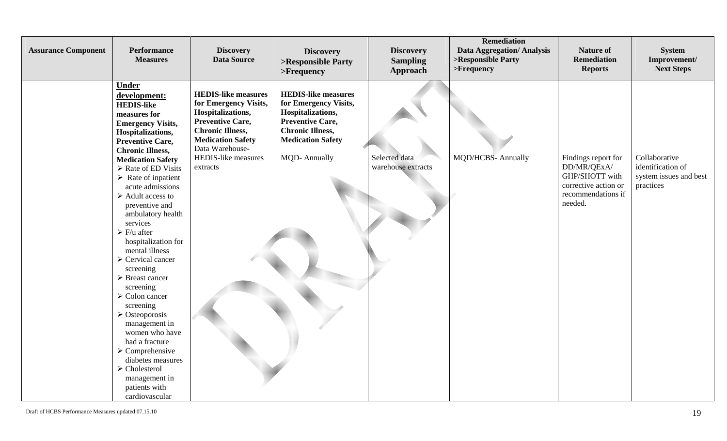| Assurance Component | Performance Measures | Discovery Data Source | Discovery >Responsible Party >Frequency | Discovery Sampling Approach | Remediation Data Aggregation/ Analysis >Responsible Party >Frequency | Nature of Remediation Reports | System Improvement/ Next Steps |
|---|---|---|---|---|---|---|---|
| | **Under development:** **HEDIS-like measures for Emergency Visits, Hospitalizations, Preventive Care, Chronic Illness, Medication Safety** <br>➢ Rate of ED Visits <br>➢ Rate of inpatient acute admissions <br>➢ Adult access to preventive and ambulatory health services <br>➢ F/u after hospitalization for mental illness <br>➢ Cervical cancer screening <br>➢ Breast cancer screening <br>➢ Colon cancer screening <br>➢ Osteoporosis management in women who have had a fracture <br>➢ Comprehensive diabetes measures <br>➢ Cholesterol management in patients with cardiovascular | **HEDIS-like measures for Emergency Visits, Hospitalizations, Preventive Care, Chronic Illness, Medication Safety** Data Warehouse-HEDIS-like measures extracts | **HEDIS-like measures for Emergency Visits, Hospitalizations, Preventive Care, Chronic Illness, Medication Safety** <br><br>MQD- Annually | Selected data warehouse extracts | MQD/HCBS- Annually | Findings report for DD/MR/QExA/ GHP/SHOTT with corrective action or recommendations if needed. | Collaborative identification of system issues and best practices |

Draft of HCBS Performance Measures updated 07.15.10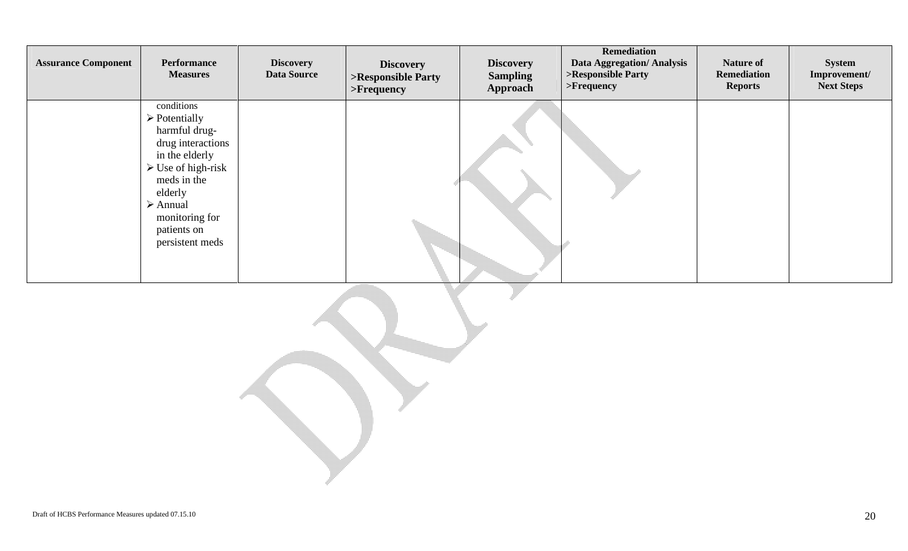| Assurance Component | Performance Measures | Discovery Data Source | Discovery >Responsible Party >Frequency | Discovery Sampling Approach | Remediation Data Aggregation/ Analysis >Responsible Party >Frequency | Nature of Remediation Reports | System Improvement/ Next Steps |
|---|---|---|---|---|---|---|---|
| | conditions<br>➢ Potentially harmful drug-drug interactions in the elderly<br>➢ Use of high-risk meds in the elderly<br>➢ Annual monitoring for patients on persistent meds | | | | | | |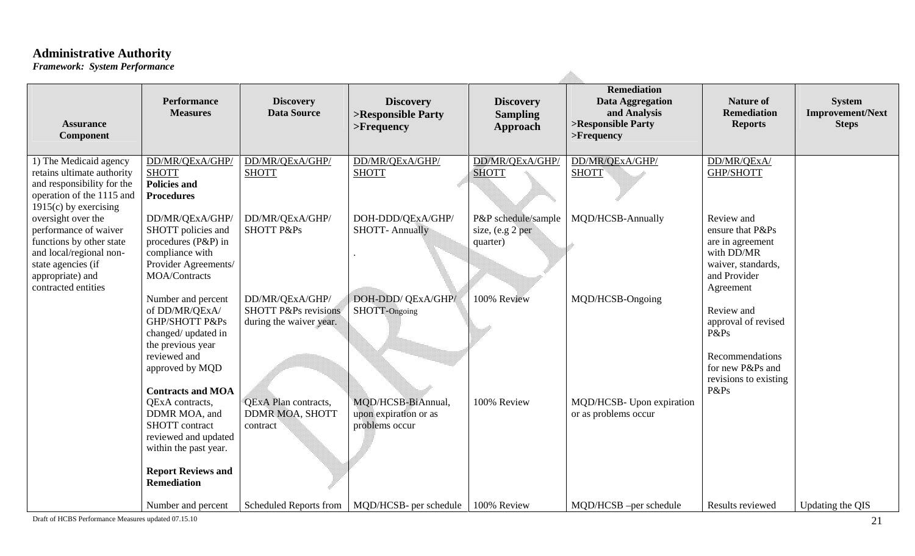# Administrative Authority

***Framework: System Performance***

| Assurance Component | Performance Measures | Discovery Data Source | Discovery >Responsible Party >Frequency | Discovery Sampling Approach | Remediation Data Aggregation and Analysis >Responsible Party >Frequency | Nature of Remediation Reports | System Improvement/Next Steps |
|---|---|---|---|---|---|---|---|
| 1) The Medicaid agency retains ultimate authority and responsibility for the operation of the 1115 and 1915(c) by exercising oversight over the performance of waiver functions by other state and local/regional non-state agencies (if appropriate) and contracted entities | DD/MR/QExA/GHP/SHOTT | DD/MR/QExA/GHP/SHOTT | DD/MR/QExA/GHP/SHOTT | DD/MR/QExA/GHP/SHOTT | DD/MR/QExA/GHP/SHOTT | DD/MR/QExA/GHP/SHOTT | |
| | **Policies and Procedures** | | | | | | |
| | DD/MR/QExA/GHP/SHOTT policies and procedures (P&P) in compliance with Provider Agreements/MOA/Contracts | DD/MR/QExA/GHP/SHOTT P&Ps | DOH-DDD/QExA/GHP/SHOTT- Annually . | P&P schedule/sample size, (e.g 2 per quarter) | MQD/HCSB-Annually | Review and ensure that P&Ps are in agreement with DD/MR waiver, standards, and Provider Agreement | |
| | Number and percent of DD/MR/QExA/GHP/SHOTT P&Ps changed/ updated in the previous year reviewed and approved by MQD | DD/MR/QExA/GHP/SHOTT P&Ps revisions during the waiver year. | DOH-DDD/ QExA/GHP/SHOTT-Ongoing | 100% Review | MQD/HCSB-Ongoing | Review and approval of revised P&Ps<br><br>Recommendations for new P&Ps and revisions to existing P&Ps | |
| | **Contracts and MOA** | | | | | | |
| | QExA contracts, DDMR MOA, and SHOTT contract reviewed and updated within the past year. | QExA Plan contracts, DDMR MOA, SHOTT contract | MQD/HCSB-BiAnnual, upon expiration or as problems occur | 100% Review | MQD/HCSB- Upon expiration or as problems occur | | |
| | **Report Reviews and Remediation** | | | | | | |
| | Number and percent | Scheduled Reports from | MQD/HCSB- per schedule | 100% Review | MQD/HCSB –per schedule | Results reviewed | Updating the QIS |

Draft of HCBS Performance Measures updated 07.15.10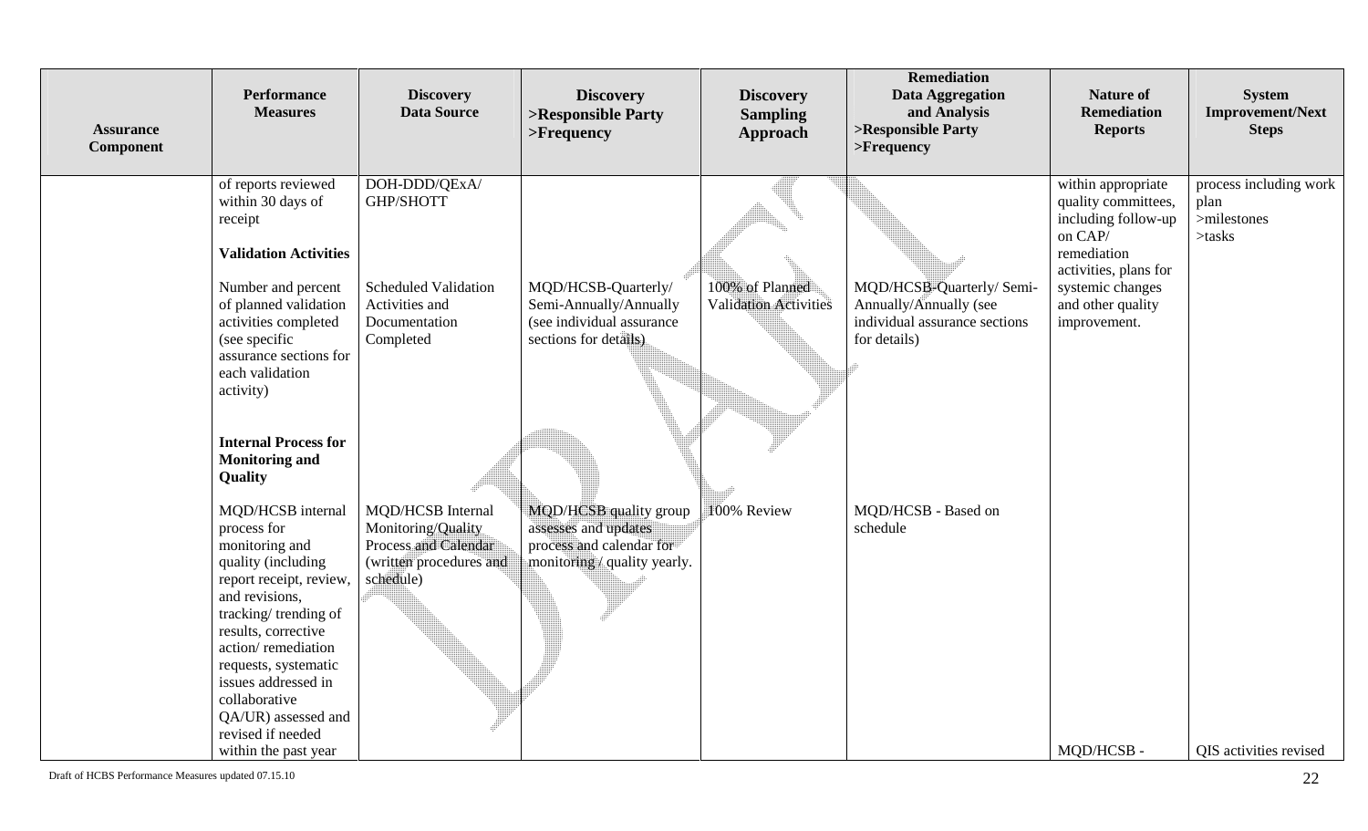| Assurance Component | Performance Measures | Discovery Data Source | Discovery >Responsible Party >Frequency | Discovery Sampling Approach | Remediation Data Aggregation and Analysis >Responsible Party >Frequency | Nature of Remediation Reports | System Improvement/Next Steps |
|---|---|---|---|---|---|---|---|
| | of reports reviewed within 30 days of receipt | DOH-DDD/QExA/ GHP/SHOTT | | | | within appropriate quality committees, including follow-up on CAP/ remediation activities, plans for systemic changes and other quality improvement. | process including work plan >milestones >tasks |
| | **Validation Activities** | | | | | | |
| | Number and percent of planned validation activities completed (see specific assurance sections for each validation activity) | Scheduled Validation Activities and Documentation Completed | MQD/HCSB-Quarterly/ Semi-Annually/Annually (see individual assurance sections for details) | 100% of Planned Validation Activities | MQD/HCSB-Quarterly/ Semi-Annually/Annually (see individual assurance sections for details) | | |
| | **Internal Process for Monitoring and Quality** | | | | | | |
| | MQD/HCSB internal process for monitoring and quality (including report receipt, review, and revisions, tracking/ trending of results, corrective action/ remediation requests, systematic issues addressed in collaborative QA/UR) assessed and revised if needed within the past year | MQD/HCSB Internal Monitoring/Quality Process and Calendar (written procedures and schedule) | MQD/HCSB quality group assesses and updates process and calendar for monitoring / quality yearly. | 100% Review | MQD/HCSB - Based on schedule | MQD/HCSB - | QIS activities revised |

Draft of HCBS Performance Measures updated 07.15.10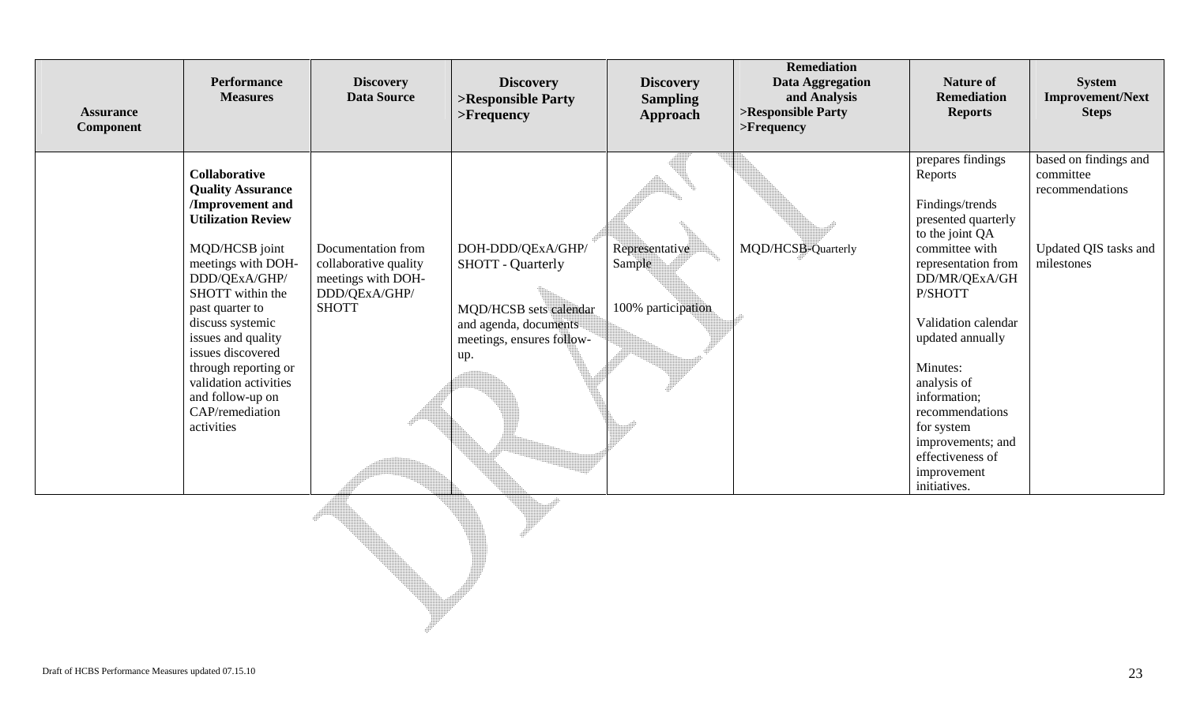| Assurance Component | Performance Measures | Discovery Data Source | Discovery >Responsible Party >Frequency | Discovery Sampling Approach | Remediation Data Aggregation and Analysis >Responsible Party >Frequency | Nature of Remediation Reports | System Improvement/Next Steps |
|---|---|---|---|---|---|---|---|
| | **Collaborative Quality Assurance /Improvement and Utilization Review**<br><br>MQD/HCSB joint meetings with DOH-DDD/QExA/GHP/ SHOTT within the past quarter to discuss systemic issues and quality issues discovered through reporting or validation activities and follow-up on CAP/remediation activities | Documentation from collaborative quality meetings with DOH-DDD/QExA/GHP/ SHOTT | DOH-DDD/QExA/GHP/ SHOTT - Quarterly<br><br>MQD/HCSB sets calendar and agenda, documents meetings, ensures follow-up. | Representative Sample<br><br>100% participation | MQD/HCSB-Quarterly | prepares findings Reports<br><br>Findings/trends presented quarterly to the joint QA committee with representation from DD/MR/QExA/GH P/SHOTT<br><br>Validation calendar updated annually<br><br>Minutes: analysis of information; recommendations for system improvements; and effectiveness of improvement initiatives. | based on findings and committee recommendations<br><br>Updated QIS tasks and milestones |

Draft of HCBS Performance Measures updated 07.15.10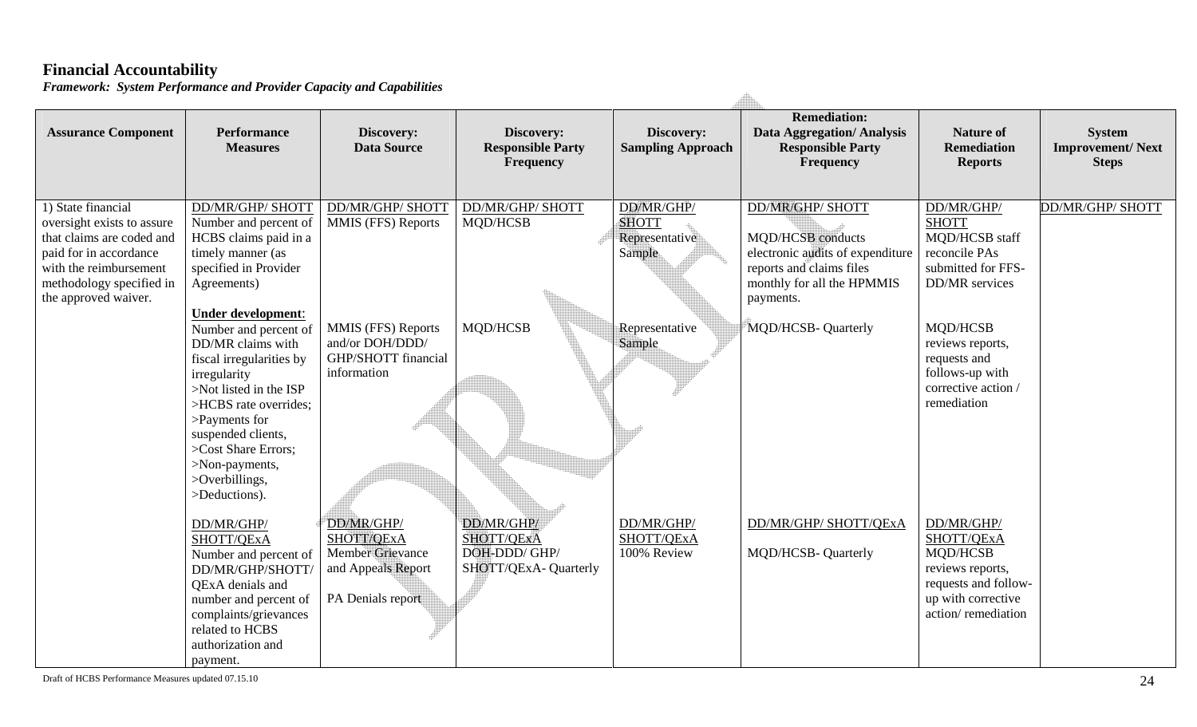## Financial Accountability

***Framework: System Performance and Provider Capacity and Capabilities***

| Assurance Component | Performance Measures | Discovery: Data Source | Discovery: Responsible Party Frequency | Discovery: Sampling Approach | Remediation: Data Aggregation/ Analysis Responsible Party Frequency | Nature of Remediation Reports | System Improvement/ Next Steps |
|---|---|---|---|---|---|---|---|
| 1) State financial oversight exists to assure that claims are coded and paid for in accordance with the reimbursement methodology specified in the approved waiver. | <u>DD/MR/GHP/ SHOTT</u> Number and percent of HCBS claims paid in a timely manner (as specified in Provider Agreements) | <u>DD/MR/GHP/ SHOTT</u> MMIS (FFS) Reports | <u>DD/MR/GHP/ SHOTT</u> MQD/HCSB | <u>DD/MR/GHP/ SHOTT</u> Representative Sample | <u>DD/MR/GHP/ SHOTT</u> MQD/HCSB conducts electronic audits of expenditure reports and claims files monthly for all the HPMMIS payments. | <u>DD/MR/GHP/ SHOTT</u> MQD/HCSB staff reconcile PAs submitted for FFS-DD/MR services | <u>DD/MR/GHP/ SHOTT</u> |
| | <u>Under development</u>: Number and percent of DD/MR claims with fiscal irregularities by irregularity >Not listed in the ISP >HCBS rate overrides; >Payments for suspended clients, >Cost Share Errors; >Non-payments, >Overbillings, >Deductions). | MMIS (FFS) Reports and/or DOH/DDD/ GHP/SHOTT financial information | MQD/HCSB | Representative Sample | MQD/HCSB- Quarterly | MQD/HCSB reviews reports, requests and follows-up with corrective action / remediation | |
| | <u>DD/MR/GHP/ SHOTT/QExA</u> Number and percent of DD/MR/GHP/SHOTT/ QExA denials and number and percent of complaints/grievances related to HCBS authorization and payment. | <u>DD/MR/GHP/ SHOTT/QExA</u> Member Grievance and Appeals Report<br><br>PA Denials report | <u>DD/MR/GHP/ SHOTT/QExA</u> DOH-DDD/ GHP/ SHOTT/QExA- Quarterly | <u>DD/MR/GHP/ SHOTT/QExA</u> 100% Review | <u>DD/MR/GHP/ SHOTT/QExA</u><br><br>MQD/HCSB- Quarterly | <u>DD/MR/GHP/ SHOTT/QExA</u> MQD/HCSB reviews reports, requests and follow-up with corrective action/ remediation | |

Draft of HCBS Performance Measures updated 07.15.10